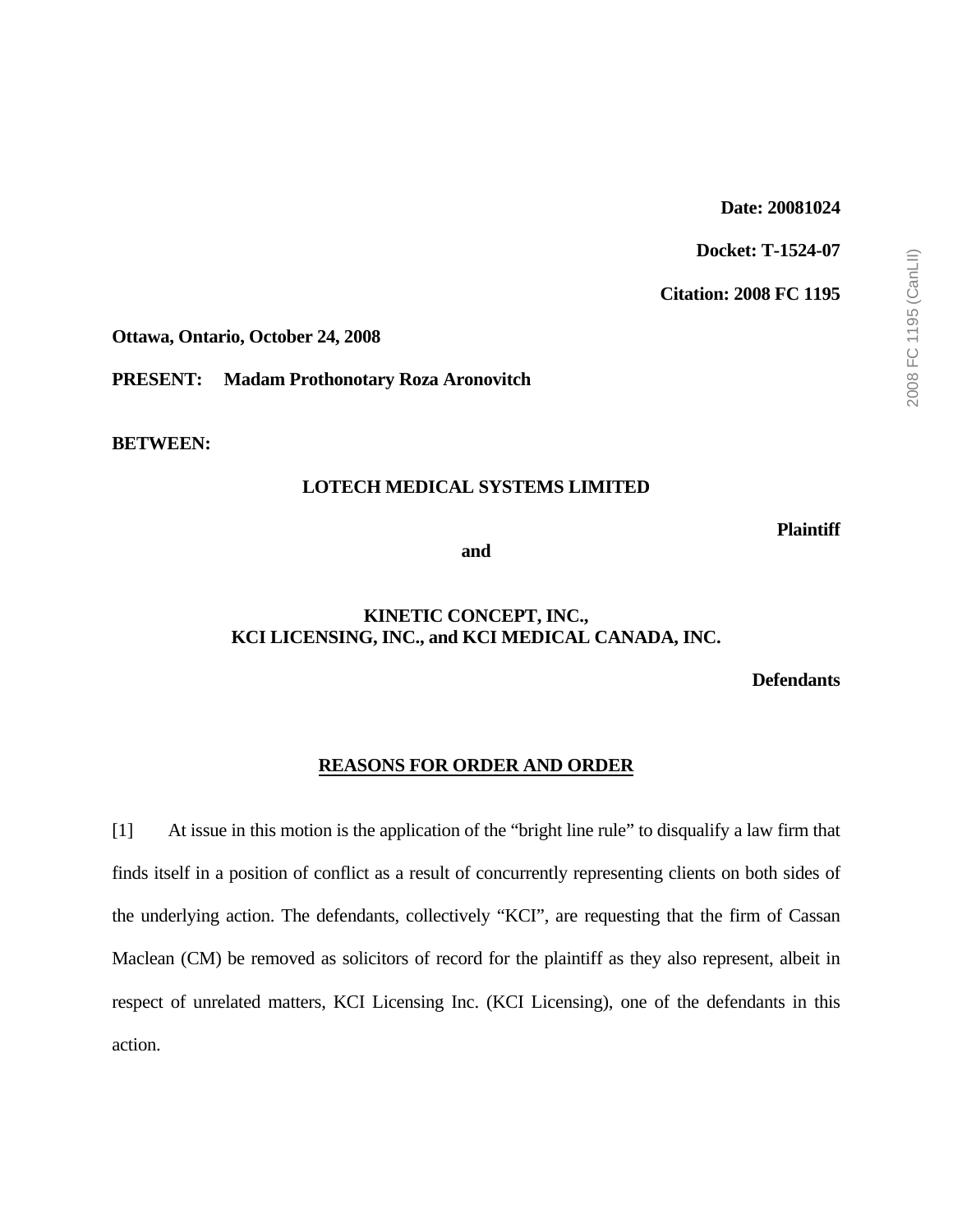**Date: 20081024**

**Docket: T-1524-07**

**Citation: 2008 FC 1195**

**Ottawa, Ontario, October 24, 2008**

**PRESENT: Madam Prothonotary Roza Aronovitch**

**BETWEEN:**

**LOTECH MEDICAL SYSTEMS LIMITED**

**Plaintiff**

**and**

**KINETIC CONCEPT, INC.,**
**KCI LICENSING, INC., and KCI MEDICAL CANADA, INC.**

**Defendants**

## REASONS FOR ORDER AND ORDER

[1] At issue in this motion is the application of the "bright line rule" to disqualify a law firm that finds itself in a position of conflict as a result of concurrently representing clients on both sides of the underlying action. The defendants, collectively "KCI", are requesting that the firm of Cassan Maclean (CM) be removed as solicitors of record for the plaintiff as they also represent, albeit in respect of unrelated matters, KCI Licensing Inc. (KCI Licensing), one of the defendants in this action.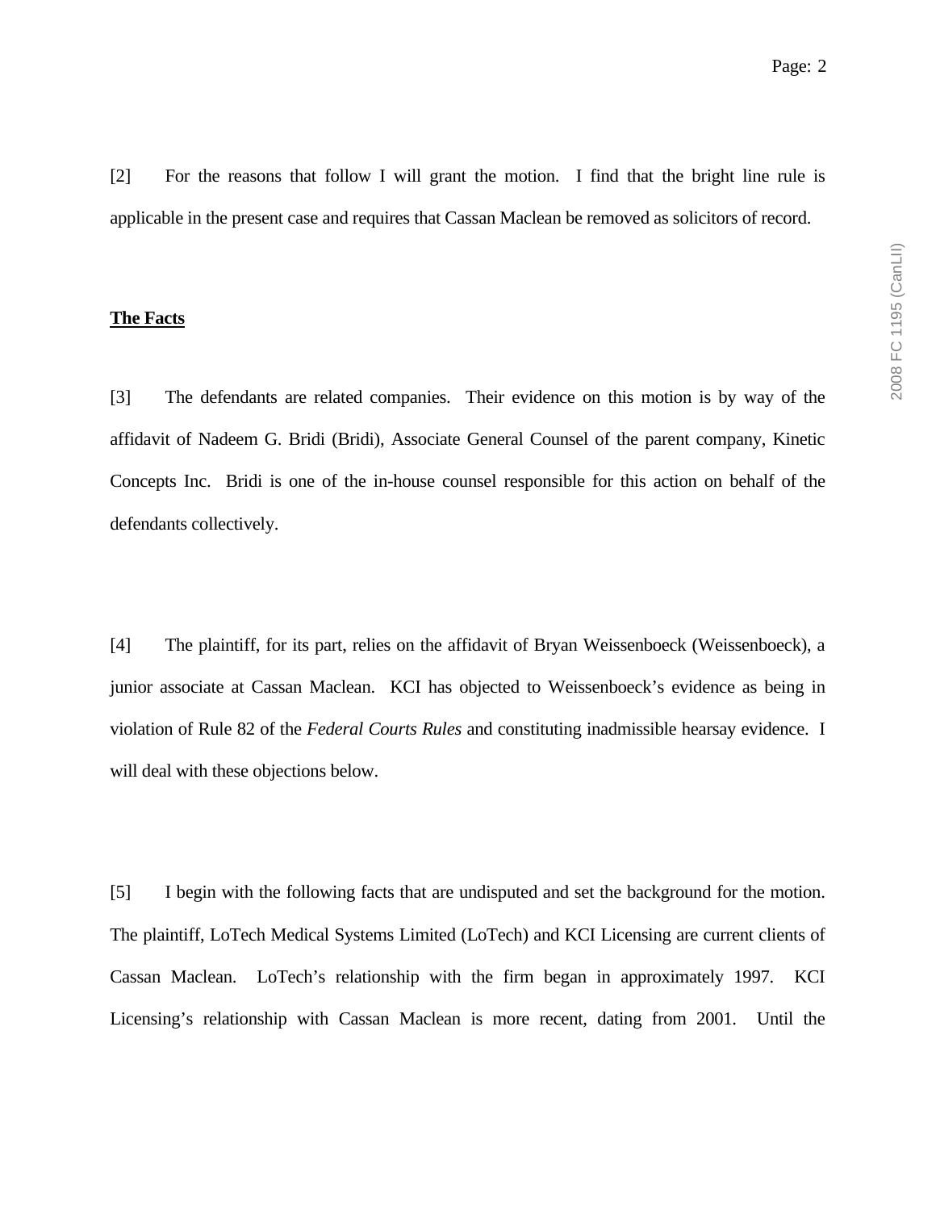[2] For the reasons that follow I will grant the motion. I find that the bright line rule is applicable in the present case and requires that Cassan Maclean be removed as solicitors of record.

**The Facts**

[3] The defendants are related companies. Their evidence on this motion is by way of the affidavit of Nadeem G. Bridi (Bridi), Associate General Counsel of the parent company, Kinetic Concepts Inc. Bridi is one of the in-house counsel responsible for this action on behalf of the defendants collectively.

[4] The plaintiff, for its part, relies on the affidavit of Bryan Weissenboeck (Weissenboeck), a junior associate at Cassan Maclean. KCI has objected to Weissenboeck's evidence as being in violation of Rule 82 of the *Federal Courts Rules* and constituting inadmissible hearsay evidence. I will deal with these objections below.

[5] I begin with the following facts that are undisputed and set the background for the motion. The plaintiff, LoTech Medical Systems Limited (LoTech) and KCI Licensing are current clients of Cassan Maclean. LoTech's relationship with the firm began in approximately 1997. KCI Licensing's relationship with Cassan Maclean is more recent, dating from 2001. Until the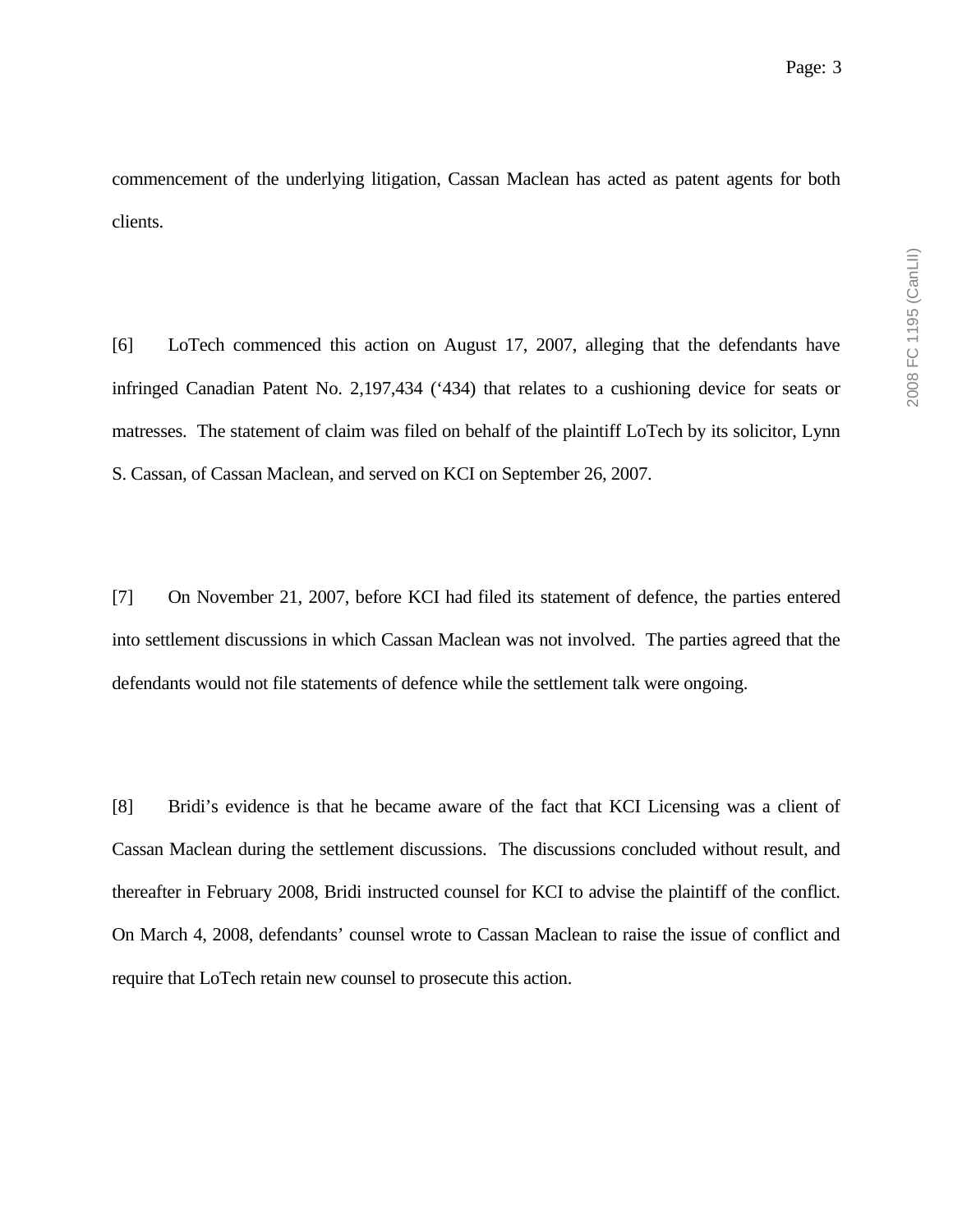commencement of the underlying litigation, Cassan Maclean has acted as patent agents for both clients.

[6] LoTech commenced this action on August 17, 2007, alleging that the defendants have infringed Canadian Patent No. 2,197,434 (‘434) that relates to a cushioning device for seats or matresses. The statement of claim was filed on behalf of the plaintiff LoTech by its solicitor, Lynn S. Cassan, of Cassan Maclean, and served on KCI on September 26, 2007.

[7] On November 21, 2007, before KCI had filed its statement of defence, the parties entered into settlement discussions in which Cassan Maclean was not involved. The parties agreed that the defendants would not file statements of defence while the settlement talk were ongoing.

[8] Bridi’s evidence is that he became aware of the fact that KCI Licensing was a client of Cassan Maclean during the settlement discussions. The discussions concluded without result, and thereafter in February 2008, Bridi instructed counsel for KCI to advise the plaintiff of the conflict. On March 4, 2008, defendants’ counsel wrote to Cassan Maclean to raise the issue of conflict and require that LoTech retain new counsel to prosecute this action.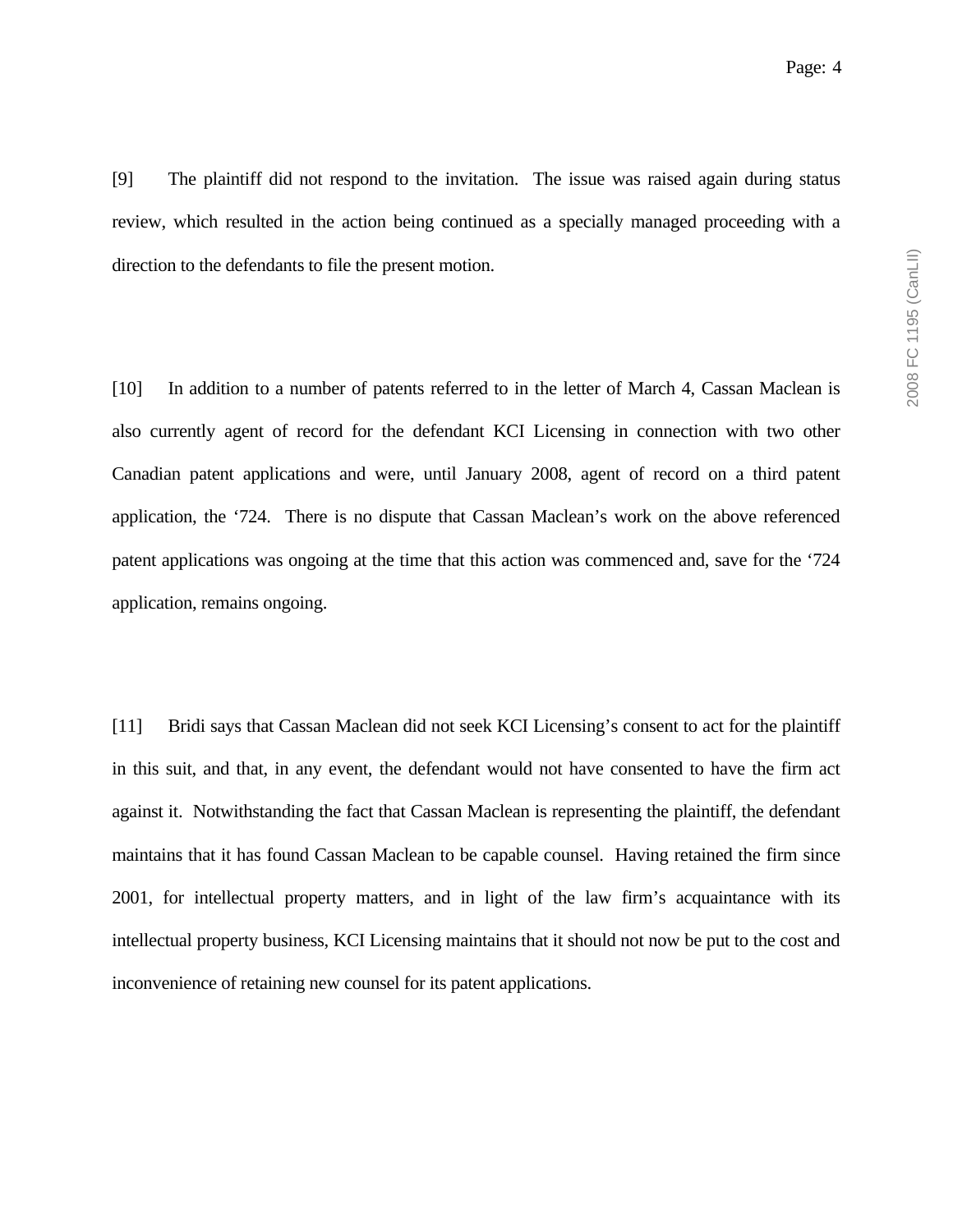[9] The plaintiff did not respond to the invitation. The issue was raised again during status review, which resulted in the action being continued as a specially managed proceeding with a direction to the defendants to file the present motion.

[10] In addition to a number of patents referred to in the letter of March 4, Cassan Maclean is also currently agent of record for the defendant KCI Licensing in connection with two other Canadian patent applications and were, until January 2008, agent of record on a third patent application, the '724. There is no dispute that Cassan Maclean's work on the above referenced patent applications was ongoing at the time that this action was commenced and, save for the '724 application, remains ongoing.

[11] Bridi says that Cassan Maclean did not seek KCI Licensing's consent to act for the plaintiff in this suit, and that, in any event, the defendant would not have consented to have the firm act against it. Notwithstanding the fact that Cassan Maclean is representing the plaintiff, the defendant maintains that it has found Cassan Maclean to be capable counsel. Having retained the firm since 2001, for intellectual property matters, and in light of the law firm's acquaintance with its intellectual property business, KCI Licensing maintains that it should not now be put to the cost and inconvenience of retaining new counsel for its patent applications.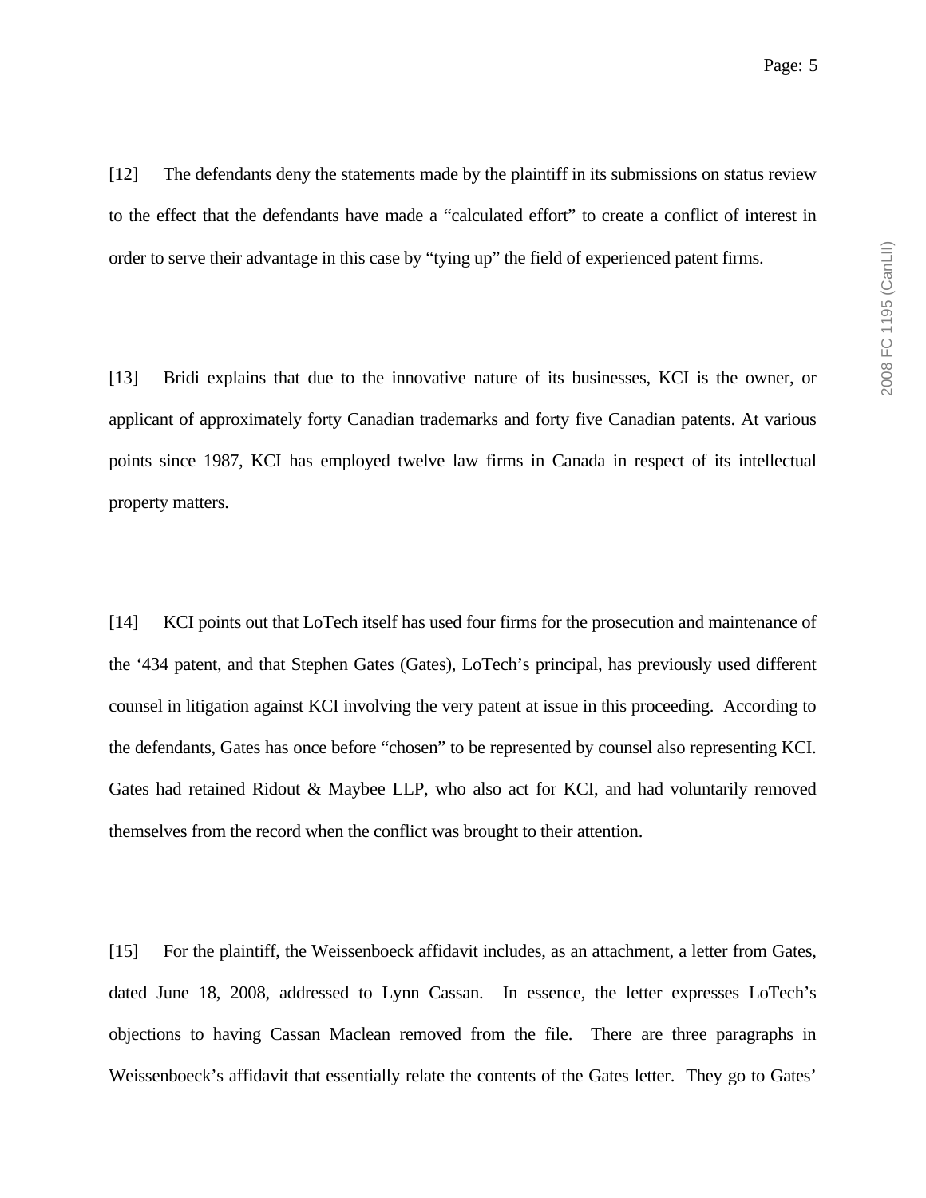[12] The defendants deny the statements made by the plaintiff in its submissions on status review to the effect that the defendants have made a “calculated effort” to create a conflict of interest in order to serve their advantage in this case by “tying up” the field of experienced patent firms.

[13] Bridi explains that due to the innovative nature of its businesses, KCI is the owner, or applicant of approximately forty Canadian trademarks and forty five Canadian patents. At various points since 1987, KCI has employed twelve law firms in Canada in respect of its intellectual property matters.

[14] KCI points out that LoTech itself has used four firms for the prosecution and maintenance of the ‘434 patent, and that Stephen Gates (Gates), LoTech’s principal, has previously used different counsel in litigation against KCI involving the very patent at issue in this proceeding. According to the defendants, Gates has once before “chosen” to be represented by counsel also representing KCI. Gates had retained Ridout & Maybee LLP, who also act for KCI, and had voluntarily removed themselves from the record when the conflict was brought to their attention.

[15] For the plaintiff, the Weissenboeck affidavit includes, as an attachment, a letter from Gates, dated June 18, 2008, addressed to Lynn Cassan. In essence, the letter expresses LoTech’s objections to having Cassan Maclean removed from the file. There are three paragraphs in Weissenboeck’s affidavit that essentially relate the contents of the Gates letter. They go to Gates’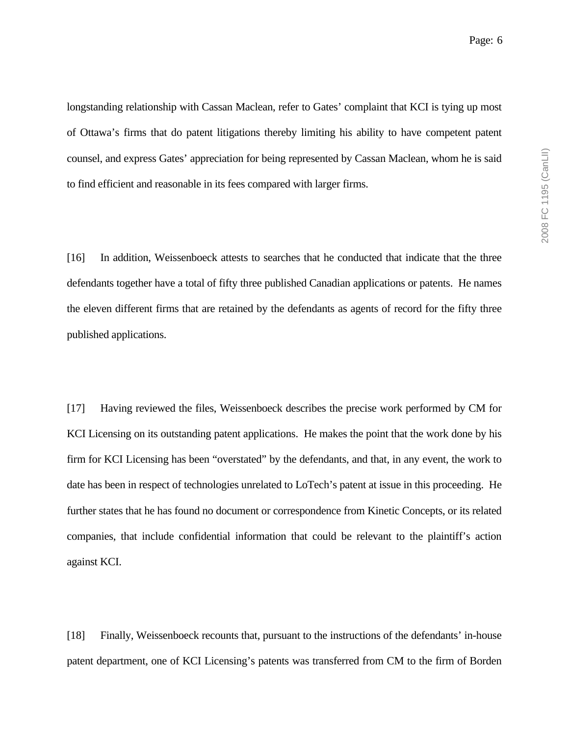longstanding relationship with Cassan Maclean, refer to Gates' complaint that KCI is tying up most of Ottawa's firms that do patent litigations thereby limiting his ability to have competent patent counsel, and express Gates' appreciation for being represented by Cassan Maclean, whom he is said to find efficient and reasonable in its fees compared with larger firms.

[16] In addition, Weissenboeck attests to searches that he conducted that indicate that the three defendants together have a total of fifty three published Canadian applications or patents. He names the eleven different firms that are retained by the defendants as agents of record for the fifty three published applications.

[17] Having reviewed the files, Weissenboeck describes the precise work performed by CM for KCI Licensing on its outstanding patent applications. He makes the point that the work done by his firm for KCI Licensing has been "overstated" by the defendants, and that, in any event, the work to date has been in respect of technologies unrelated to LoTech's patent at issue in this proceeding. He further states that he has found no document or correspondence from Kinetic Concepts, or its related companies, that include confidential information that could be relevant to the plaintiff's action against KCI.

[18] Finally, Weissenboeck recounts that, pursuant to the instructions of the defendants' in-house patent department, one of KCI Licensing's patents was transferred from CM to the firm of Borden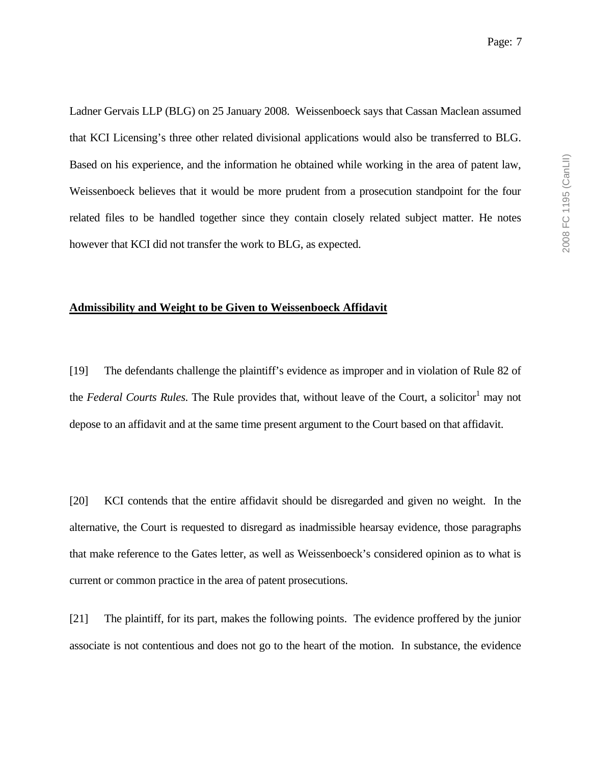Ladner Gervais LLP (BLG) on 25 January 2008. Weissenboeck says that Cassan Maclean assumed that KCI Licensing's three other related divisional applications would also be transferred to BLG. Based on his experience, and the information he obtained while working in the area of patent law, Weissenboeck believes that it would be more prudent from a prosecution standpoint for the four related files to be handled together since they contain closely related subject matter. He notes however that KCI did not transfer the work to BLG, as expected.

## **Admissibility and Weight to be Given to Weissenboeck Affidavit**

[19] The defendants challenge the plaintiff's evidence as improper and in violation of Rule 82 of the *Federal Courts Rules*. The Rule provides that, without leave of the Court, a solicitor[1] may not depose to an affidavit and at the same time present argument to the Court based on that affidavit.

[20] KCI contends that the entire affidavit should be disregarded and given no weight. In the alternative, the Court is requested to disregard as inadmissible hearsay evidence, those paragraphs that make reference to the Gates letter, as well as Weissenboeck's considered opinion as to what is current or common practice in the area of patent prosecutions.

[21] The plaintiff, for its part, makes the following points. The evidence proffered by the junior associate is not contentious and does not go to the heart of the motion. In substance, the evidence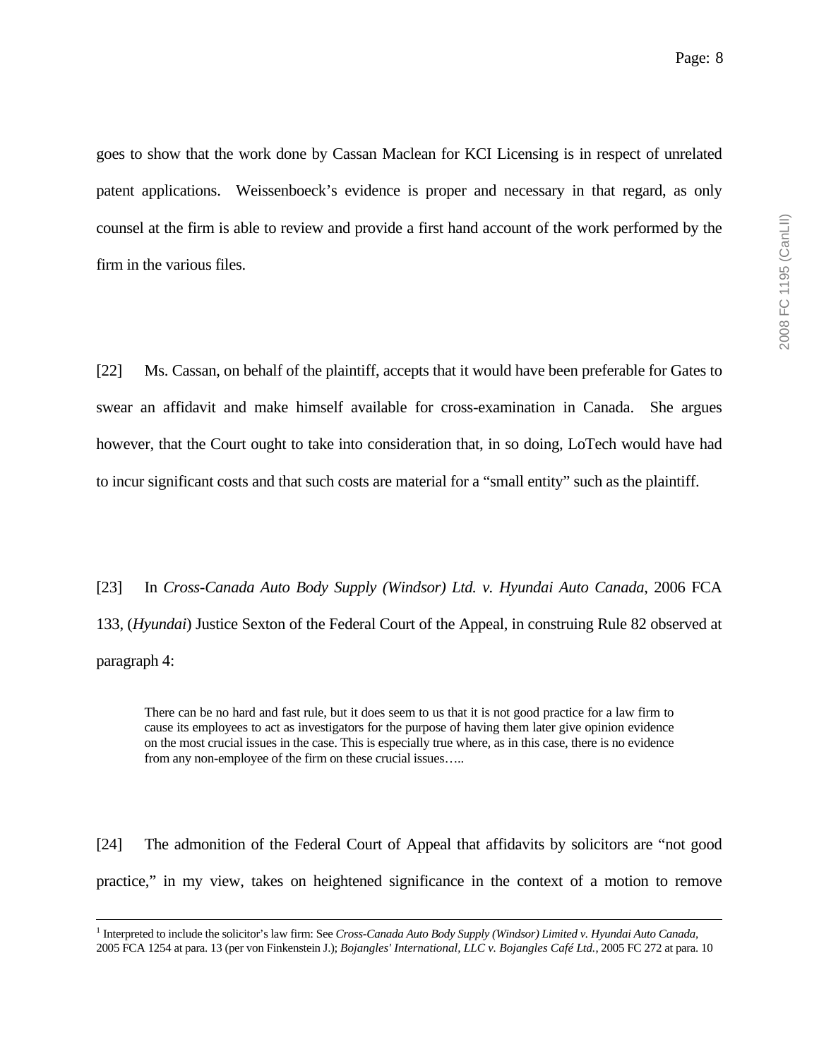goes to show that the work done by Cassan Maclean for KCI Licensing is in respect of unrelated patent applications. Weissenboeck's evidence is proper and necessary in that regard, as only counsel at the firm is able to review and provide a first hand account of the work performed by the firm in the various files.

[22] Ms. Cassan, on behalf of the plaintiff, accepts that it would have been preferable for Gates to swear an affidavit and make himself available for cross-examination in Canada. She argues however, that the Court ought to take into consideration that, in so doing, LoTech would have had to incur significant costs and that such costs are material for a "small entity" such as the plaintiff.

[23] In *Cross-Canada Auto Body Supply (Windsor) Ltd. v. Hyundai Auto Canada*, 2006 FCA 133, (*Hyundai*) Justice Sexton of the Federal Court of the Appeal, in construing Rule 82 observed at paragraph 4:

> There can be no hard and fast rule, but it does seem to us that it is not good practice for a law firm to cause its employees to act as investigators for the purpose of having them later give opinion evidence on the most crucial issues in the case. This is especially true where, as in this case, there is no evidence from any non-employee of the firm on these crucial issues…..

[24] The admonition of the Federal Court of Appeal that affidavits by solicitors are "not good practice," in my view, takes on heightened significance in the context of a motion to remove

---

[1] Interpreted to include the solicitor's law firm: See *Cross-Canada Auto Body Supply (Windsor) Limited v. Hyundai Auto Canada*, 2005 FCA 1254 at para. 13 (per von Finkenstein J.); *Bojangles' International, LLC v. Bojangles Café Ltd.*, 2005 FC 272 at para. 10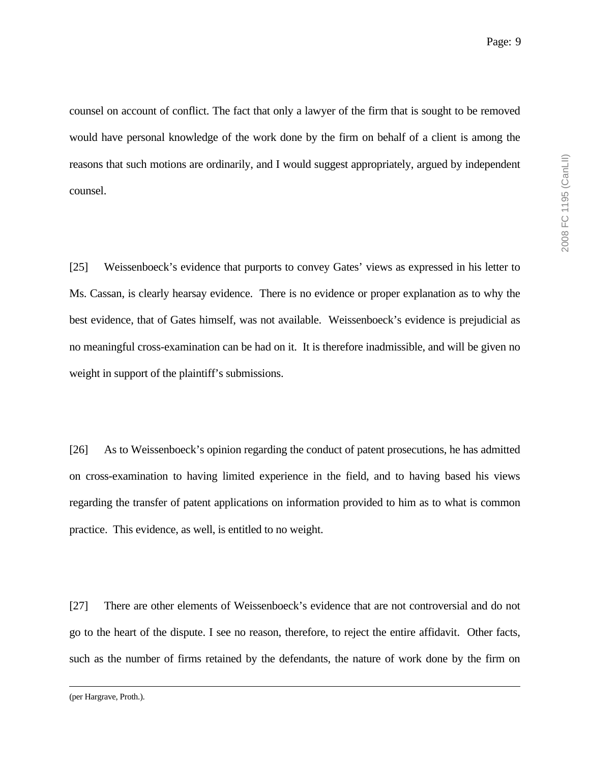counsel on account of conflict. The fact that only a lawyer of the firm that is sought to be removed would have personal knowledge of the work done by the firm on behalf of a client is among the reasons that such motions are ordinarily, and I would suggest appropriately, argued by independent counsel.

[25] Weissenboeck's evidence that purports to convey Gates' views as expressed in his letter to Ms. Cassan, is clearly hearsay evidence. There is no evidence or proper explanation as to why the best evidence, that of Gates himself, was not available. Weissenboeck's evidence is prejudicial as no meaningful cross-examination can be had on it. It is therefore inadmissible, and will be given no weight in support of the plaintiff's submissions.

[26] As to Weissenboeck's opinion regarding the conduct of patent prosecutions, he has admitted on cross-examination to having limited experience in the field, and to having based his views regarding the transfer of patent applications on information provided to him as to what is common practice. This evidence, as well, is entitled to no weight.

[27] There are other elements of Weissenboeck's evidence that are not controversial and do not go to the heart of the dispute. I see no reason, therefore, to reject the entire affidavit. Other facts, such as the number of firms retained by the defendants, the nature of work done by the firm on

---

(per Hargrave, Proth.).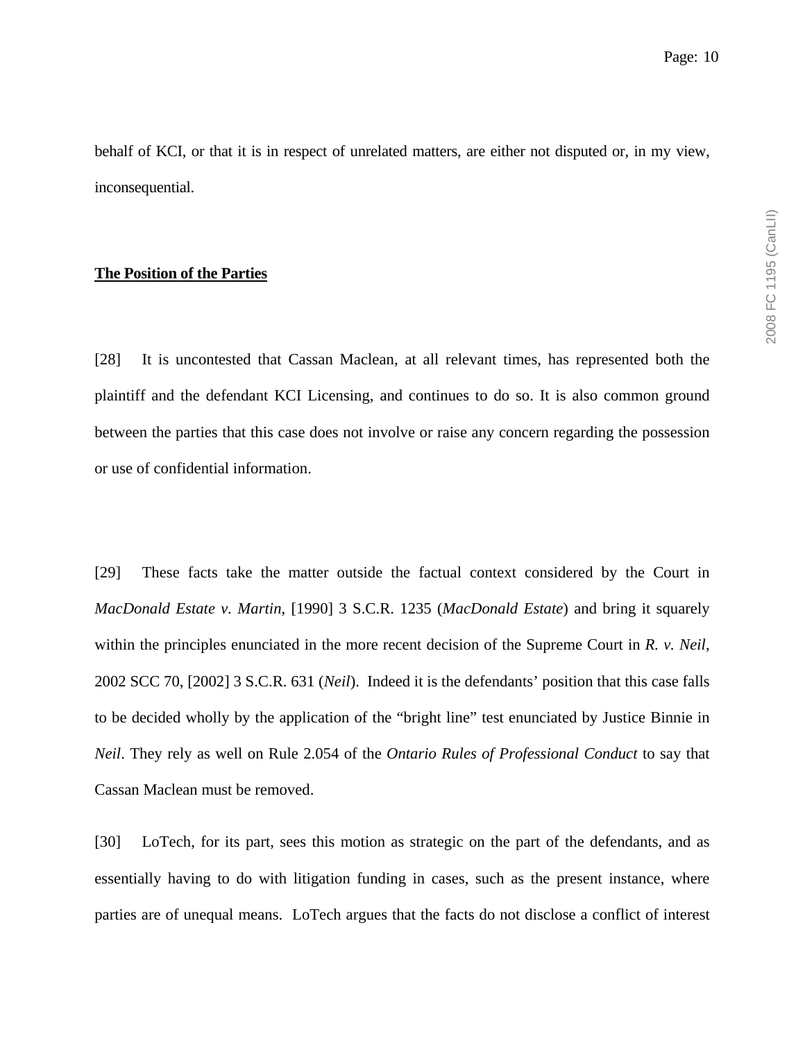behalf of KCI, or that it is in respect of unrelated matters, are either not disputed or, in my view, inconsequential.

**<u>The Position of the Parties</u>**

[28] It is uncontested that Cassan Maclean, at all relevant times, has represented both the plaintiff and the defendant KCI Licensing, and continues to do so. It is also common ground between the parties that this case does not involve or raise any concern regarding the possession or use of confidential information.

[29] These facts take the matter outside the factual context considered by the Court in *MacDonald Estate v. Martin*, [1990] 3 S.C.R. 1235 (*MacDonald Estate*) and bring it squarely within the principles enunciated in the more recent decision of the Supreme Court in *R. v. Neil*, 2002 SCC 70, [2002] 3 S.C.R. 631 (*Neil*). Indeed it is the defendants' position that this case falls to be decided wholly by the application of the "bright line" test enunciated by Justice Binnie in *Neil*. They rely as well on Rule 2.054 of the *Ontario Rules of Professional Conduct* to say that Cassan Maclean must be removed.

[30] LoTech, for its part, sees this motion as strategic on the part of the defendants, and as essentially having to do with litigation funding in cases, such as the present instance, where parties are of unequal means. LoTech argues that the facts do not disclose a conflict of interest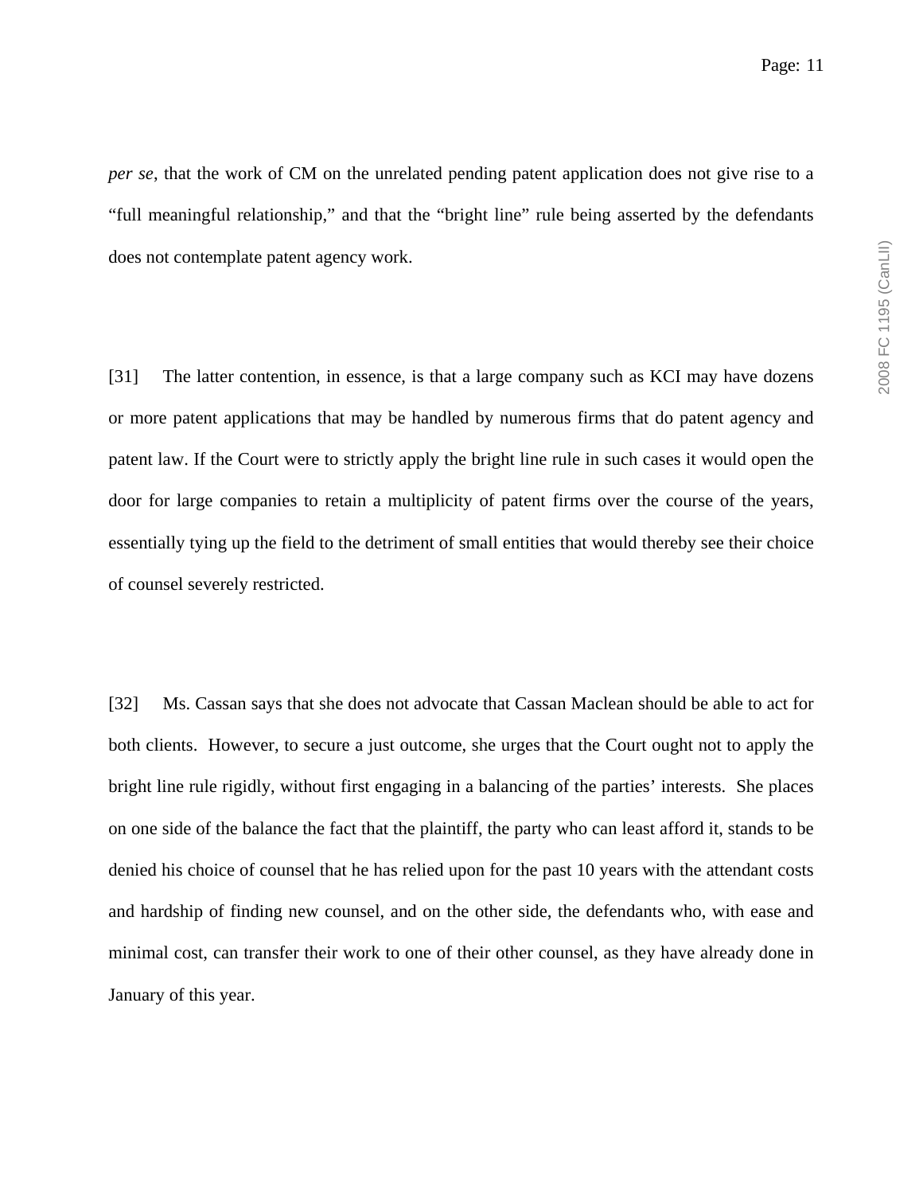*per se*, that the work of CM on the unrelated pending patent application does not give rise to a “full meaningful relationship,” and that the “bright line” rule being asserted by the defendants does not contemplate patent agency work.

[31] The latter contention, in essence, is that a large company such as KCI may have dozens or more patent applications that may be handled by numerous firms that do patent agency and patent law. If the Court were to strictly apply the bright line rule in such cases it would open the door for large companies to retain a multiplicity of patent firms over the course of the years, essentially tying up the field to the detriment of small entities that would thereby see their choice of counsel severely restricted.

[32] Ms. Cassan says that she does not advocate that Cassan Maclean should be able to act for both clients. However, to secure a just outcome, she urges that the Court ought not to apply the bright line rule rigidly, without first engaging in a balancing of the parties’ interests. She places on one side of the balance the fact that the plaintiff, the party who can least afford it, stands to be denied his choice of counsel that he has relied upon for the past 10 years with the attendant costs and hardship of finding new counsel, and on the other side, the defendants who, with ease and minimal cost, can transfer their work to one of their other counsel, as they have already done in January of this year.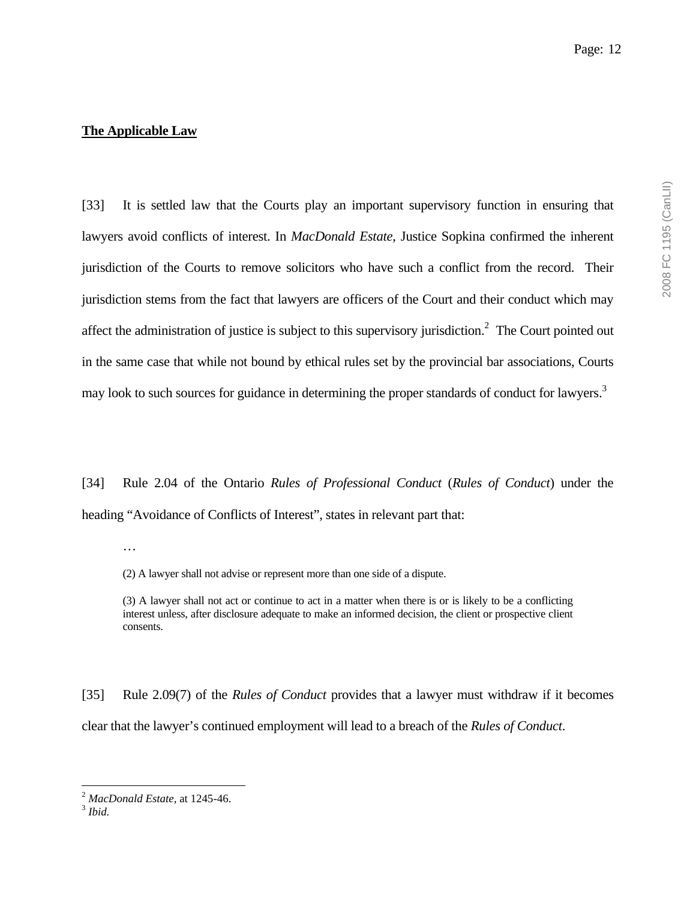**The Applicable Law**

[33] It is settled law that the Courts play an important supervisory function in ensuring that lawyers avoid conflicts of interest. In *MacDonald Estate*, Justice Sopkina confirmed the inherent jurisdiction of the Courts to remove solicitors who have such a conflict from the record. Their jurisdiction stems from the fact that lawyers are officers of the Court and their conduct which may affect the administration of justice is subject to this supervisory jurisdiction.[2] The Court pointed out in the same case that while not bound by ethical rules set by the provincial bar associations, Courts may look to such sources for guidance in determining the proper standards of conduct for lawyers.[3]

[34] Rule 2.04 of the Ontario *Rules of Professional Conduct* (*Rules of Conduct*) under the heading "Avoidance of Conflicts of Interest", states in relevant part that:

> …
>
> (2) A lawyer shall not advise or represent more than one side of a dispute.
>
> (3) A lawyer shall not act or continue to act in a matter when there is or is likely to be a conflicting interest unless, after disclosure adequate to make an informed decision, the client or prospective client consents.

[35] Rule 2.09(7) of the *Rules of Conduct* provides that a lawyer must withdraw if it becomes clear that the lawyer's continued employment will lead to a breach of the *Rules of Conduct*.

---

[2] *MacDonald Estate*, at 1245-46.
[3] *Ibid.*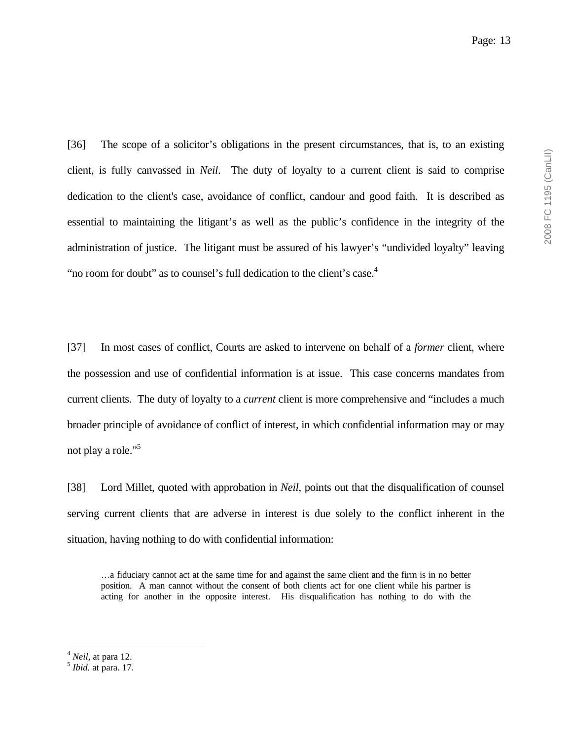[36] The scope of a solicitor's obligations in the present circumstances, that is, to an existing client, is fully canvassed in *Neil*. The duty of loyalty to a current client is said to comprise dedication to the client's case, avoidance of conflict, candour and good faith. It is described as essential to maintaining the litigant's as well as the public's confidence in the integrity of the administration of justice. The litigant must be assured of his lawyer's "undivided loyalty" leaving "no room for doubt" as to counsel's full dedication to the client's case.[4]

[37] In most cases of conflict, Courts are asked to intervene on behalf of a *former* client, where the possession and use of confidential information is at issue. This case concerns mandates from current clients. The duty of loyalty to a *current* client is more comprehensive and "includes a much broader principle of avoidance of conflict of interest, in which confidential information may or may not play a role."[5]

[38] Lord Millet, quoted with approbation in *Neil*, points out that the disqualification of counsel serving current clients that are adverse in interest is due solely to the conflict inherent in the situation, having nothing to do with confidential information:

> …a fiduciary cannot act at the same time for and against the same client and the firm is in no better position. A man cannot without the consent of both clients act for one client while his partner is acting for another in the opposite interest. His disqualification has nothing to do with the

---

[4] *Neil*, at para 12.

[5] *Ibid.* at para. 17.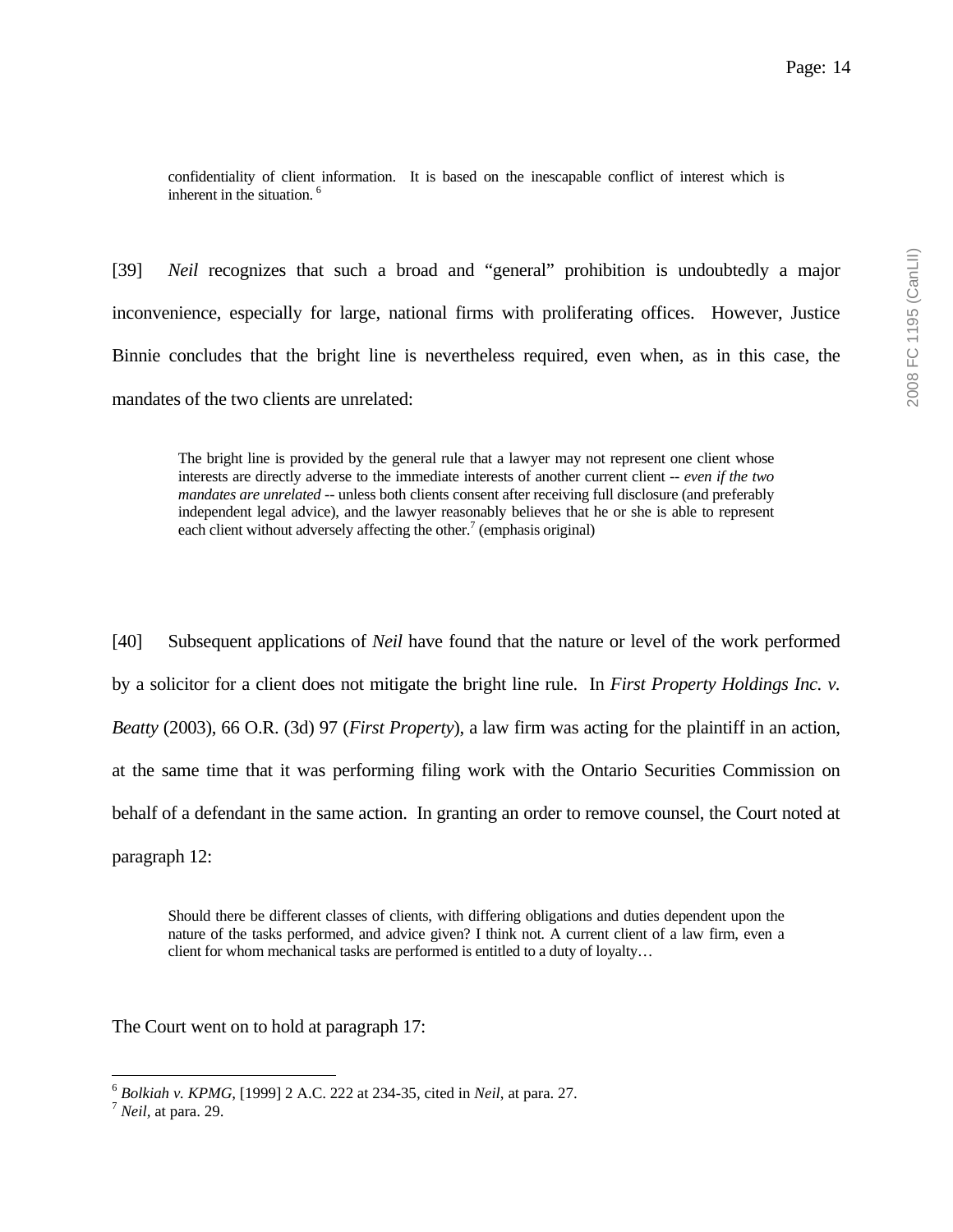> confidentiality of client information. It is based on the inescapable conflict of interest which is inherent in the situation. [6]

[39] *Neil* recognizes that such a broad and "general" prohibition is undoubtedly a major inconvenience, especially for large, national firms with proliferating offices. However, Justice Binnie concludes that the bright line is nevertheless required, even when, as in this case, the mandates of the two clients are unrelated:

> The bright line is provided by the general rule that a lawyer may not represent one client whose interests are directly adverse to the immediate interests of another current client -- *even if the two mandates are unrelated* -- unless both clients consent after receiving full disclosure (and preferably independent legal advice), and the lawyer reasonably believes that he or she is able to represent each client without adversely affecting the other.[7] (emphasis original)

[40] Subsequent applications of *Neil* have found that the nature or level of the work performed by a solicitor for a client does not mitigate the bright line rule. In *First Property Holdings Inc. v. Beatty* (2003), 66 O.R. (3d) 97 (*First Property*), a law firm was acting for the plaintiff in an action, at the same time that it was performing filing work with the Ontario Securities Commission on behalf of a defendant in the same action. In granting an order to remove counsel, the Court noted at paragraph 12:

> Should there be different classes of clients, with differing obligations and duties dependent upon the nature of the tasks performed, and advice given? I think not. A current client of a law firm, even a client for whom mechanical tasks are performed is entitled to a duty of loyalty…

The Court went on to hold at paragraph 17:

---

[6] *Bolkiah v. KPMG*, [1999] 2 A.C. 222 at 234-35, cited in *Neil*, at para. 27.

[7] *Neil*, at para. 29.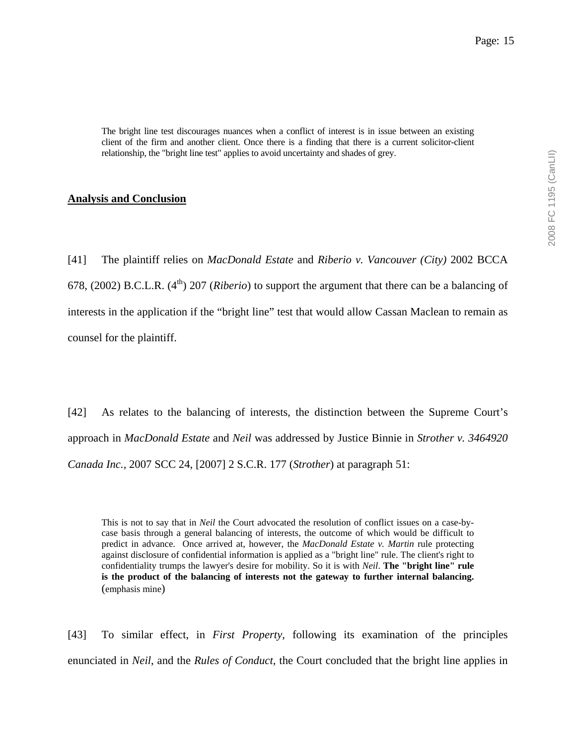> The bright line test discourages nuances when a conflict of interest is in issue between an existing client of the firm and another client. Once there is a finding that there is a current solicitor-client relationship, the "bright line test" applies to avoid uncertainty and shades of grey.

**Analysis and Conclusion**

[41] The plaintiff relies on *MacDonald Estate* and *Riberio v. Vancouver (City)* 2002 BCCA 678, (2002) B.C.L.R. (4th) 207 (*Riberio*) to support the argument that there can be a balancing of interests in the application if the "bright line" test that would allow Cassan Maclean to remain as counsel for the plaintiff.

[42] As relates to the balancing of interests, the distinction between the Supreme Court's approach in *MacDonald Estate* and *Neil* was addressed by Justice Binnie in *Strother v. 3464920 Canada Inc.*, 2007 SCC 24, [2007] 2 S.C.R. 177 (*Strother*) at paragraph 51:

> This is not to say that in *Neil* the Court advocated the resolution of conflict issues on a case-by-case basis through a general balancing of interests, the outcome of which would be difficult to predict in advance. Once arrived at, however, the *MacDonald Estate v. Martin* rule protecting against disclosure of confidential information is applied as a "bright line" rule. The client's right to confidentiality trumps the lawyer's desire for mobility. So it is with *Neil*. **The "bright line" rule is the product of the balancing of interests not the gateway to further internal balancing.** (emphasis mine)

[43] To similar effect, in *First Property*, following its examination of the principles enunciated in *Neil*, and the *Rules of Conduct*, the Court concluded that the bright line applies in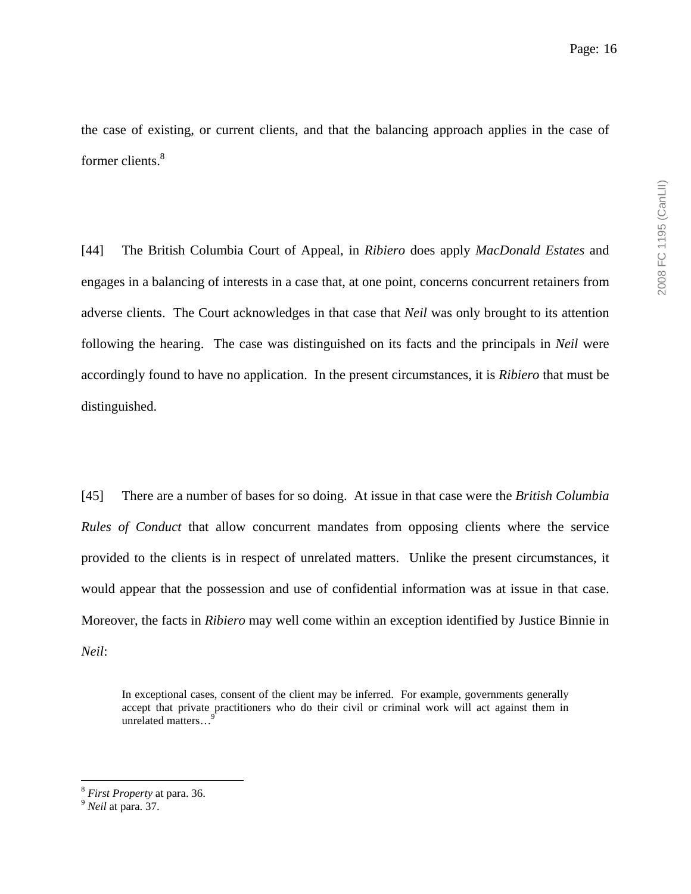the case of existing, or current clients, and that the balancing approach applies in the case of former clients.[8]

[44] The British Columbia Court of Appeal, in *Ribiero* does apply *MacDonald Estates* and engages in a balancing of interests in a case that, at one point, concerns concurrent retainers from adverse clients. The Court acknowledges in that case that *Neil* was only brought to its attention following the hearing. The case was distinguished on its facts and the principals in *Neil* were accordingly found to have no application. In the present circumstances, it is *Ribiero* that must be distinguished.

[45] There are a number of bases for so doing. At issue in that case were the *British Columbia Rules of Conduct* that allow concurrent mandates from opposing clients where the service provided to the clients is in respect of unrelated matters. Unlike the present circumstances, it would appear that the possession and use of confidential information was at issue in that case. Moreover, the facts in *Ribiero* may well come within an exception identified by Justice Binnie in *Neil*:

> In exceptional cases, consent of the client may be inferred. For example, governments generally accept that private practitioners who do their civil or criminal work will act against them in unrelated matters…[9]

---

[8] *First Property* at para. 36.

[9] *Neil* at para. 37.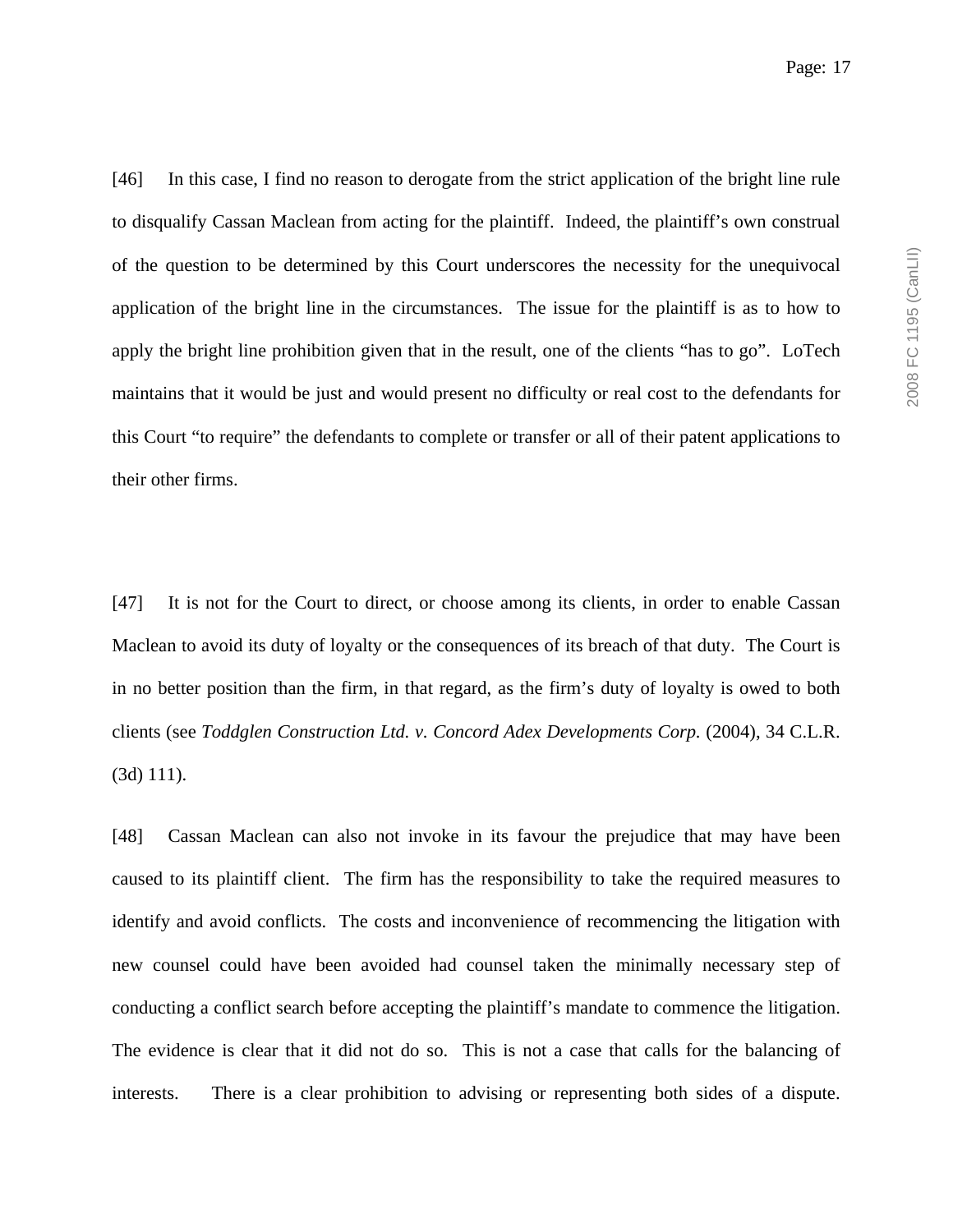[46] In this case, I find no reason to derogate from the strict application of the bright line rule to disqualify Cassan Maclean from acting for the plaintiff. Indeed, the plaintiff's own construal of the question to be determined by this Court underscores the necessity for the unequivocal application of the bright line in the circumstances. The issue for the plaintiff is as to how to apply the bright line prohibition given that in the result, one of the clients "has to go". LoTech maintains that it would be just and would present no difficulty or real cost to the defendants for this Court "to require" the defendants to complete or transfer or all of their patent applications to their other firms.

[47] It is not for the Court to direct, or choose among its clients, in order to enable Cassan Maclean to avoid its duty of loyalty or the consequences of its breach of that duty. The Court is in no better position than the firm, in that regard, as the firm's duty of loyalty is owed to both clients (see *Toddglen Construction Ltd. v. Concord Adex Developments Corp.* (2004), 34 C.L.R. (3d) 111).

[48] Cassan Maclean can also not invoke in its favour the prejudice that may have been caused to its plaintiff client. The firm has the responsibility to take the required measures to identify and avoid conflicts. The costs and inconvenience of recommencing the litigation with new counsel could have been avoided had counsel taken the minimally necessary step of conducting a conflict search before accepting the plaintiff's mandate to commence the litigation. The evidence is clear that it did not do so. This is not a case that calls for the balancing of interests. There is a clear prohibition to advising or representing both sides of a dispute.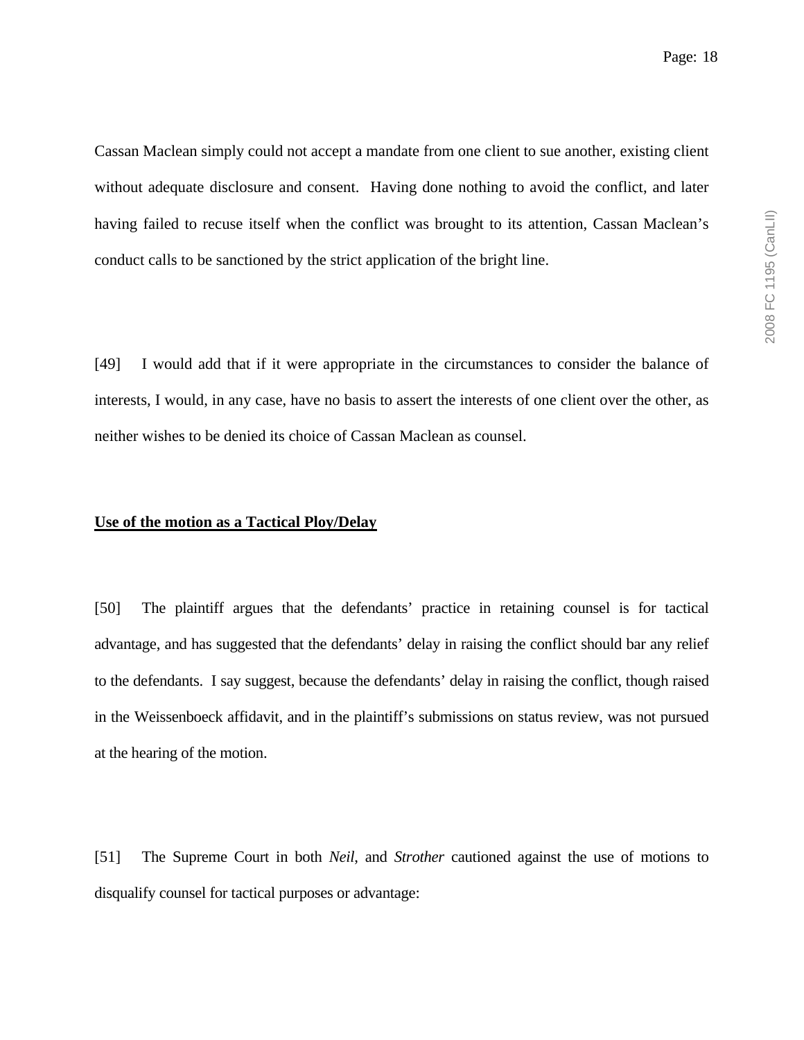Cassan Maclean simply could not accept a mandate from one client to sue another, existing client without adequate disclosure and consent. Having done nothing to avoid the conflict, and later having failed to recuse itself when the conflict was brought to its attention, Cassan Maclean's conduct calls to be sanctioned by the strict application of the bright line.

[49] I would add that if it were appropriate in the circumstances to consider the balance of interests, I would, in any case, have no basis to assert the interests of one client over the other, as neither wishes to be denied its choice of Cassan Maclean as counsel.

**Use of the motion as a Tactical Ploy/Delay**

[50] The plaintiff argues that the defendants' practice in retaining counsel is for tactical advantage, and has suggested that the defendants' delay in raising the conflict should bar any relief to the defendants. I say suggest, because the defendants' delay in raising the conflict, though raised in the Weissenboeck affidavit, and in the plaintiff's submissions on status review, was not pursued at the hearing of the motion.

[51] The Supreme Court in both *Neil*, and *Strother* cautioned against the use of motions to disqualify counsel for tactical purposes or advantage: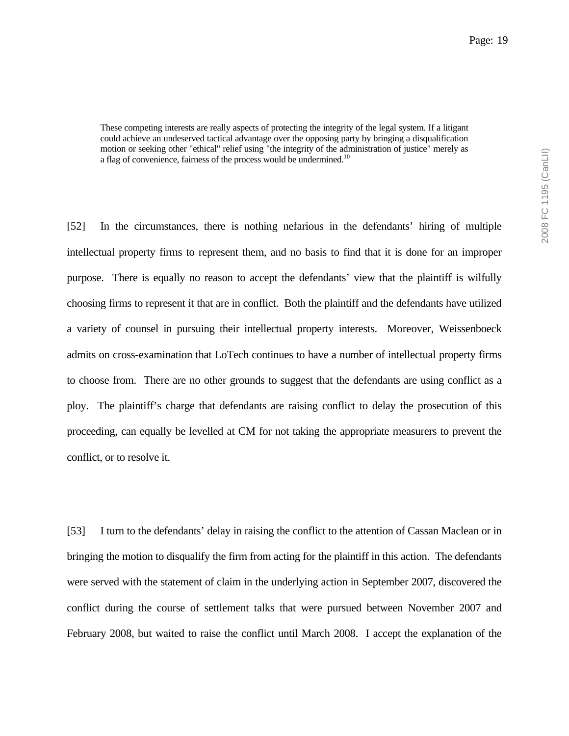> These competing interests are really aspects of protecting the integrity of the legal system. If a litigant could achieve an undeserved tactical advantage over the opposing party by bringing a disqualification motion or seeking other "ethical" relief using "the integrity of the administration of justice" merely as a flag of convenience, fairness of the process would be undermined.[10]

[52] In the circumstances, there is nothing nefarious in the defendants' hiring of multiple intellectual property firms to represent them, and no basis to find that it is done for an improper purpose. There is equally no reason to accept the defendants' view that the plaintiff is wilfully choosing firms to represent it that are in conflict. Both the plaintiff and the defendants have utilized a variety of counsel in pursuing their intellectual property interests. Moreover, Weissenboeck admits on cross-examination that LoTech continues to have a number of intellectual property firms to choose from. There are no other grounds to suggest that the defendants are using conflict as a ploy. The plaintiff's charge that defendants are raising conflict to delay the prosecution of this proceeding, can equally be levelled at CM for not taking the appropriate measurers to prevent the conflict, or to resolve it.

[53] I turn to the defendants' delay in raising the conflict to the attention of Cassan Maclean or in bringing the motion to disqualify the firm from acting for the plaintiff in this action. The defendants were served with the statement of claim in the underlying action in September 2007, discovered the conflict during the course of settlement talks that were pursued between November 2007 and February 2008, but waited to raise the conflict until March 2008. I accept the explanation of the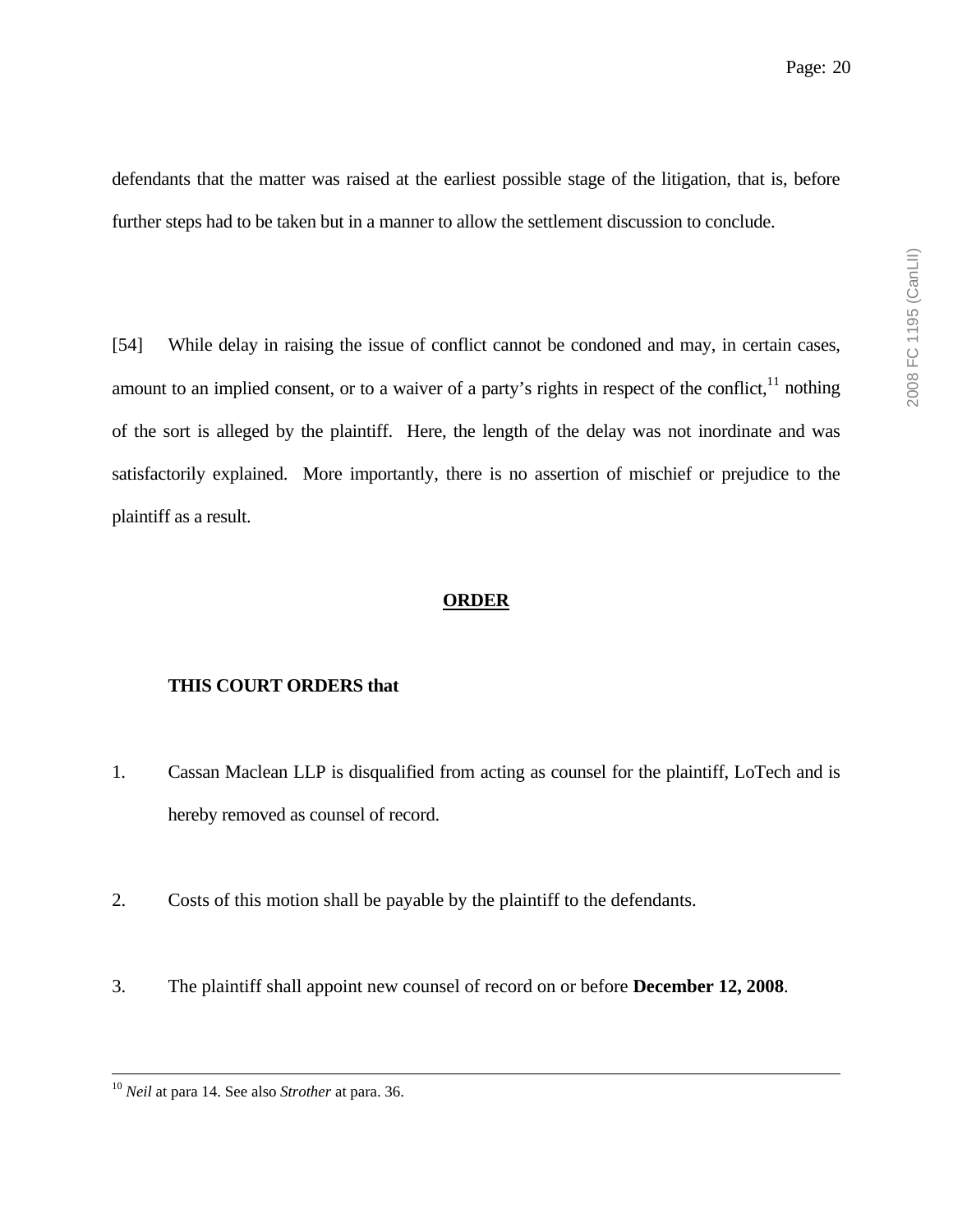defendants that the matter was raised at the earliest possible stage of the litigation, that is, before further steps had to be taken but in a manner to allow the settlement discussion to conclude.

[54] While delay in raising the issue of conflict cannot be condoned and may, in certain cases, amount to an implied consent, or to a waiver of a party's rights in respect of the conflict,[11] nothing of the sort is alleged by the plaintiff. Here, the length of the delay was not inordinate and was satisfactorily explained. More importantly, there is no assertion of mischief or prejudice to the plaintiff as a result.

## ORDER

**THIS COURT ORDERS that**

1. Cassan Maclean LLP is disqualified from acting as counsel for the plaintiff, LoTech and is hereby removed as counsel of record.

2. Costs of this motion shall be payable by the plaintiff to the defendants.

3. The plaintiff shall appoint new counsel of record on or before **December 12, 2008**.

---

[10] *Neil* at para 14. See also *Strother* at para. 36.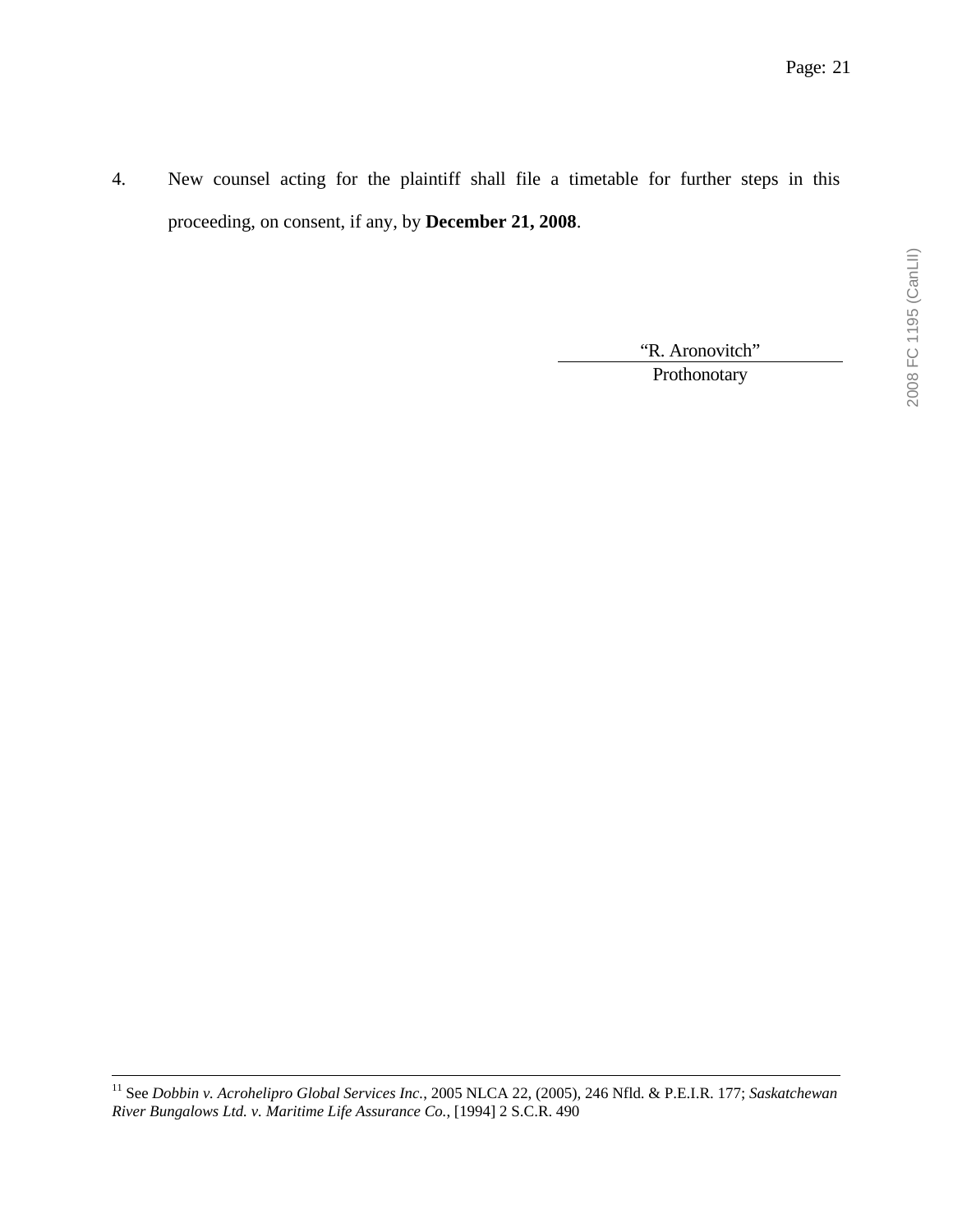4. New counsel acting for the plaintiff shall file a timetable for further steps in this proceeding, on consent, if any, by **December 21, 2008**.

"R. Aronovitch"
Prothonotary

---

[11] See *Dobbin v. Acrohelipro Global Services Inc.*, 2005 NLCA 22, (2005), 246 Nfld. & P.E.I.R. 177; *Saskatchewan River Bungalows Ltd. v. Maritime Life Assurance Co.*, [1994] 2 S.C.R. 490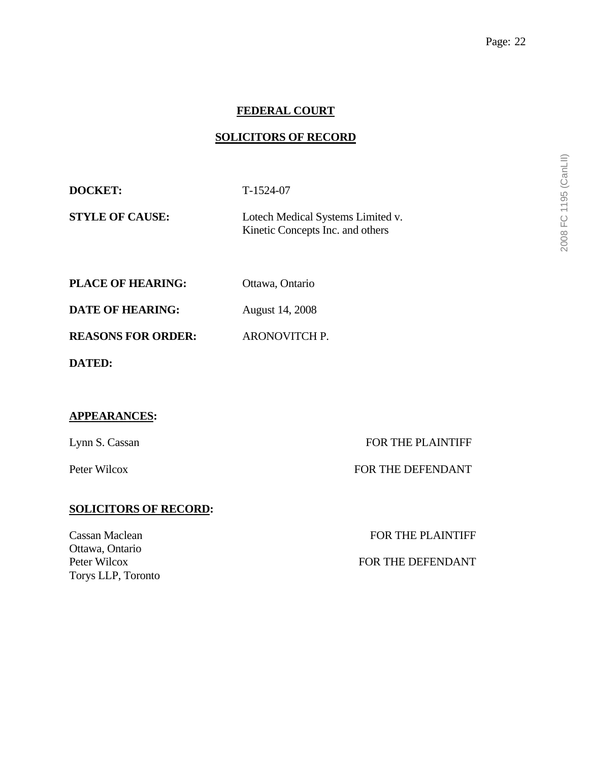**FEDERAL COURT**

**SOLICITORS OF RECORD**

| | |
|---|---|
| **DOCKET:** | T-1524-07 |
| **STYLE OF CAUSE:** | Lotech Medical Systems Limited v. Kinetic Concepts Inc. and others |
| **PLACE OF HEARING:** | Ottawa, Ontario |
| **DATE OF HEARING:** | August 14, 2008 |
| **REASONS FOR ORDER:** | ARONOVITCH P. |
| **DATED:** | |

**APPEARANCES:**

| | |
|---|---|
| Lynn S. Cassan | FOR THE PLAINTIFF |
| Peter Wilcox | FOR THE DEFENDANT |

**SOLICITORS OF RECORD:**

| | |
|---|---|
| Cassan Maclean<br>Ottawa, Ontario | FOR THE PLAINTIFF |
| Peter Wilcox<br>Torys LLP, Toronto | FOR THE DEFENDANT |